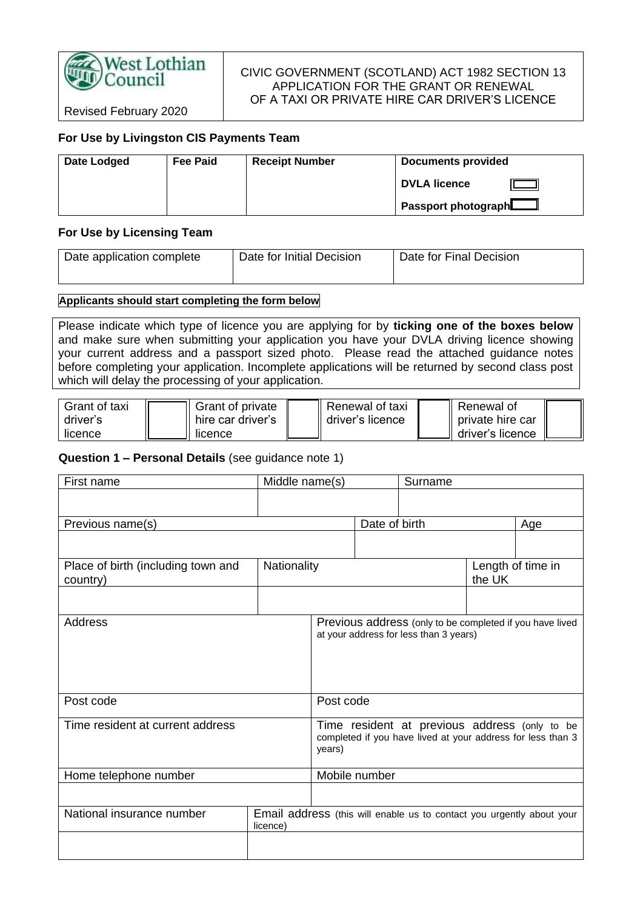| West Lothian Council | CIVIC GOVERNMENT (SCOTLAND) ACT 1982 SECTION 13 APPLICATION FOR THE GRANT OR RENEWAL OF A TAXI OR PRIVATE HIRE CAR DRIVER'S LICENCE |
|---|---|
| Revised February 2020 | |

**For Use by Livingston CIS Payments Team**

| **Date Lodged** | **Fee Paid** | **Receipt Number** | **Documents provided** |
|---|---|---|---|
| | | | **DVLA licence** ☐ |
| | | | **Passport photograph** ☐ |

**For Use by Licensing Team**

| Date application complete | Date for Initial Decision | Date for Final Decision |
|---|---|---|
| | | |

**Applicants should start completing the form below**

Please indicate which type of licence you are applying for by **ticking one of the boxes below** and make sure when submitting your application you have your DVLA driving licence showing your current address and a passport sized photo. Please read the attached guidance notes before completing your application. Incomplete applications will be returned by second class post which will delay the processing of your application.

| Grant of taxi driver's licence | ☐ | Grant of private hire car driver's licence | ☐ | Renewal of taxi driver's licence | ☐ | Renewal of private hire car driver's licence | ☐ |
|---|---|---|---|---|---|---|---|

**Question 1 – Personal Details** (see guidance note 1)

| First name | Middle name(s) | Surname |
|---|---|---|
| | | |

| Previous name(s) | Date of birth | Age |
|---|---|---|
| | | |

| Place of birth (including town and country) | Nationality | Length of time in the UK |
|---|---|---|
| | | |

| Address | Previous address (only to be completed if you have lived at your address for less than 3 years) |
|---|---|
| | |
| Post code | Post code |
| Time resident at current address | Time resident at previous address (only to be completed if you have lived at your address for less than 3 years) |
| Home telephone number | Mobile number |
| | |

| National insurance number | Email address (this will enable us to contact you urgently about your licence) |
|---|---|
| | |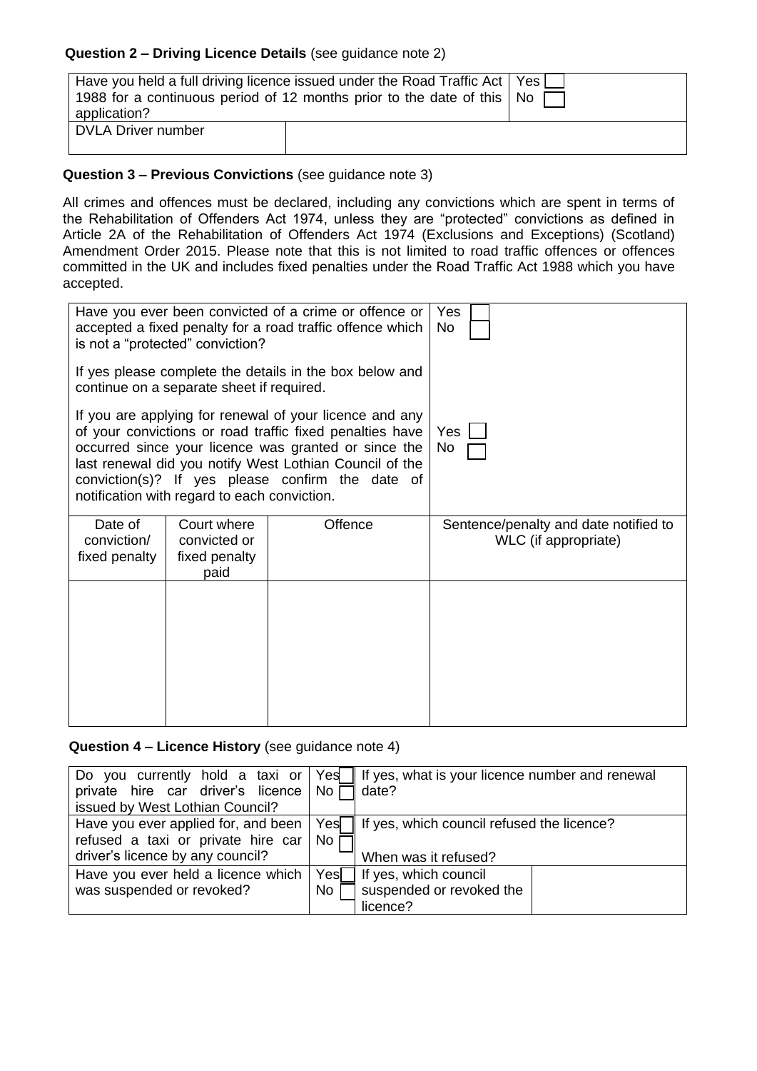**Question 2 – Driving Licence Details** (see guidance note 2)

| Have you held a full driving licence issued under the Road Traffic Act 1988 for a continuous period of 12 months prior to the date of this application? | Yes ☐ No ☐ |
|---|---|
| DVLA Driver number | |

**Question 3 – Previous Convictions** (see guidance note 3)

All crimes and offences must be declared, including any convictions which are spent in terms of the Rehabilitation of Offenders Act 1974, unless they are "protected" convictions as defined in Article 2A of the Rehabilitation of Offenders Act 1974 (Exclusions and Exceptions) (Scotland) Amendment Order 2015. Please note that this is not limited to road traffic offences or offences committed in the UK and includes fixed penalties under the Road Traffic Act 1988 which you have accepted.

| Have you ever been convicted of a crime or offence or accepted a fixed penalty for a road traffic offence which is not a "protected" conviction?<br><br>If yes please complete the details in the box below and continue on a separate sheet if required. | | | Yes ☐<br>No ☐ |
|---|---|---|---|
| If you are applying for renewal of your licence and any of your convictions or road traffic fixed penalties have occurred since your licence was granted or since the last renewal did you notify West Lothian Council of the conviction(s)? If yes please confirm the date of notification with regard to each conviction. | | | Yes ☐<br>No ☐ |
| Date of conviction/ fixed penalty | Court where convicted or fixed penalty paid | Offence | Sentence/penalty and date notified to WLC (if appropriate) |
| | | | |

**Question 4 – Licence History** (see guidance note 4)

| Do you currently hold a taxi or private hire car driver's licence issued by West Lothian Council? | Yes ☐<br>No ☐ | If yes, what is your licence number and renewal date? | |
|---|---|---|---|
| Have you ever applied for, and been refused a taxi or private hire car driver's licence by any council? | Yes ☐<br>No ☐ | If yes, which council refused the licence?<br><br>When was it refused? | |
| Have you ever held a licence which was suspended or revoked? | Yes ☐<br>No ☐ | If yes, which council suspended or revoked the licence? | |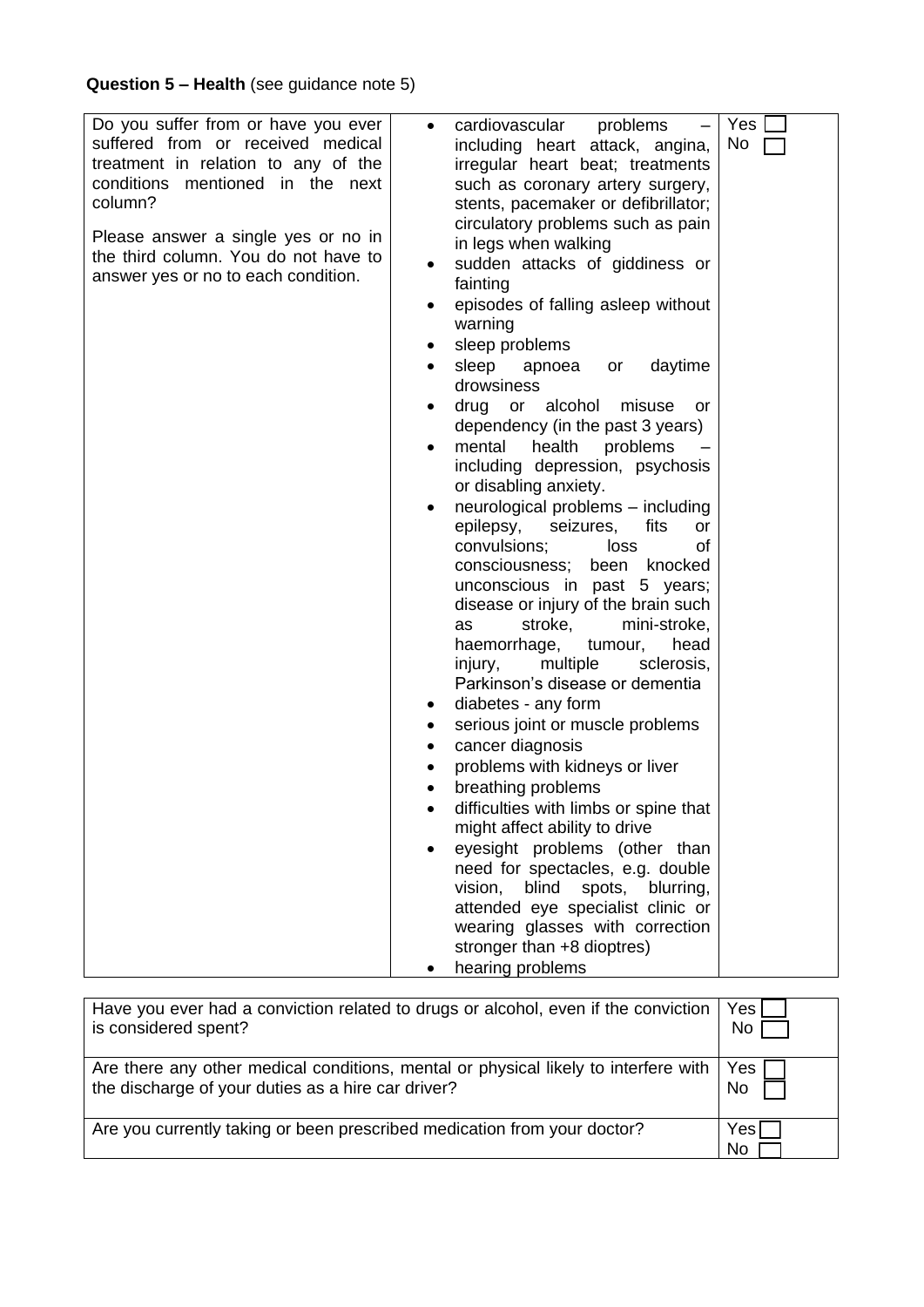**Question 5 – Health** (see guidance note 5)

| | | |
|---|---|---|
| Do you suffer from or have you ever suffered from or received medical treatment in relation to any of the conditions mentioned in the next column?<br><br>Please answer a single yes or no in the third column. You do not have to answer yes or no to each condition. | • cardiovascular problems – including heart attack, angina, irregular heart beat; treatments such as coronary artery surgery, stents, pacemaker or defibrillator; circulatory problems such as pain in legs when walking<br>• sudden attacks of giddiness or fainting<br>• episodes of falling asleep without warning<br>• sleep problems<br>• sleep apnoea or daytime drowsiness<br>• drug or alcohol misuse or dependency (in the past 3 years)<br>• mental health problems – including depression, psychosis or disabling anxiety.<br>• neurological problems – including epilepsy, seizures, fits or convulsions; loss of consciousness; been knocked unconscious in past 5 years; disease or injury of the brain such as stroke, mini-stroke, haemorrhage, tumour, head injury, multiple sclerosis, Parkinson's disease or dementia<br>• diabetes - any form<br>• serious joint or muscle problems<br>• cancer diagnosis<br>• problems with kidneys or liver<br>• breathing problems<br>• difficulties with limbs or spine that might affect ability to drive<br>• eyesight problems (other than need for spectacles, e.g. double vision, blind spots, blurring, attended eye specialist clinic or wearing glasses with correction stronger than +8 dioptres)<br>• hearing problems | Yes ☐<br>No ☐ |

| | |
|---|---|
| Have you ever had a conviction related to drugs or alcohol, even if the conviction is considered spent? | Yes ☐<br>No ☐ |
| Are there any other medical conditions, mental or physical likely to interfere with the discharge of your duties as a hire car driver? | Yes ☐<br>No ☐ |
| Are you currently taking or been prescribed medication from your doctor? | Yes ☐<br>No ☐ |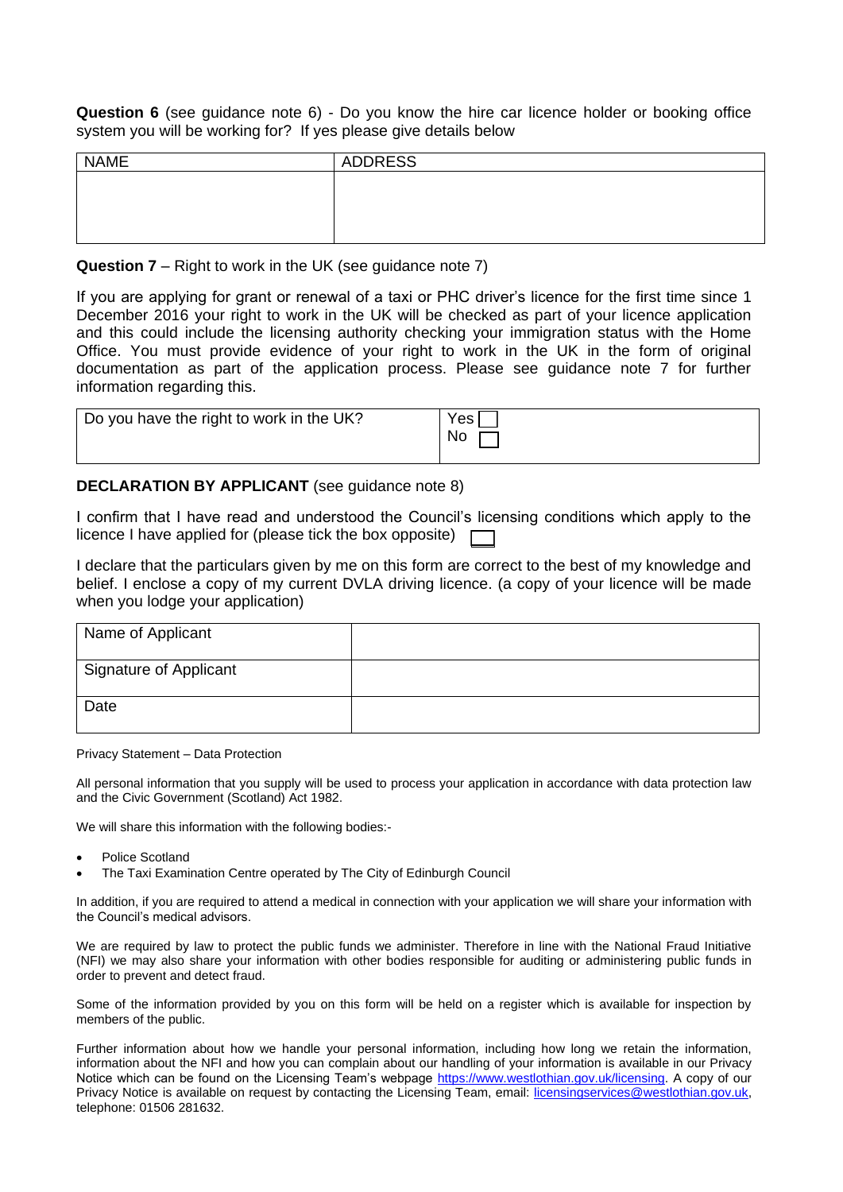**Question 6** (see guidance note 6) - Do you know the hire car licence holder or booking office system you will be working for? If yes please give details below

| NAME | ADDRESS |
| --- | --- |
| | |

**Question 7** – Right to work in the UK (see guidance note 7)

If you are applying for grant or renewal of a taxi or PHC driver's licence for the first time since 1 December 2016 your right to work in the UK will be checked as part of your licence application and this could include the licensing authority checking your immigration status with the Home Office. You must provide evidence of your right to work in the UK in the form of original documentation as part of the application process. Please see guidance note 7 for further information regarding this.

| Do you have the right to work in the UK? | Yes ☐<br>No ☐ |
| --- | --- |

**DECLARATION BY APPLICANT** (see guidance note 8)

I confirm that I have read and understood the Council's licensing conditions which apply to the licence I have applied for (please tick the box opposite) ☐

I declare that the particulars given by me on this form are correct to the best of my knowledge and belief. I enclose a copy of my current DVLA driving licence. (a copy of your licence will be made when you lodge your application)

| Name of Applicant | |
| --- | --- |
| Signature of Applicant | |
| Date | |

Privacy Statement – Data Protection

All personal information that you supply will be used to process your application in accordance with data protection law and the Civic Government (Scotland) Act 1982.

We will share this information with the following bodies:-

- Police Scotland
- The Taxi Examination Centre operated by The City of Edinburgh Council

In addition, if you are required to attend a medical in connection with your application we will share your information with the Council's medical advisors.

We are required by law to protect the public funds we administer. Therefore in line with the National Fraud Initiative (NFI) we may also share your information with other bodies responsible for auditing or administering public funds in order to prevent and detect fraud.

Some of the information provided by you on this form will be held on a register which is available for inspection by members of the public.

Further information about how we handle your personal information, including how long we retain the information, information about the NFI and how you can complain about our handling of your information is available in our Privacy Notice which can be found on the Licensing Team's webpage https://www.westlothian.gov.uk/licensing. A copy of our Privacy Notice is available on request by contacting the Licensing Team, email: licensingservices@westlothian.gov.uk, telephone: 01506 281632.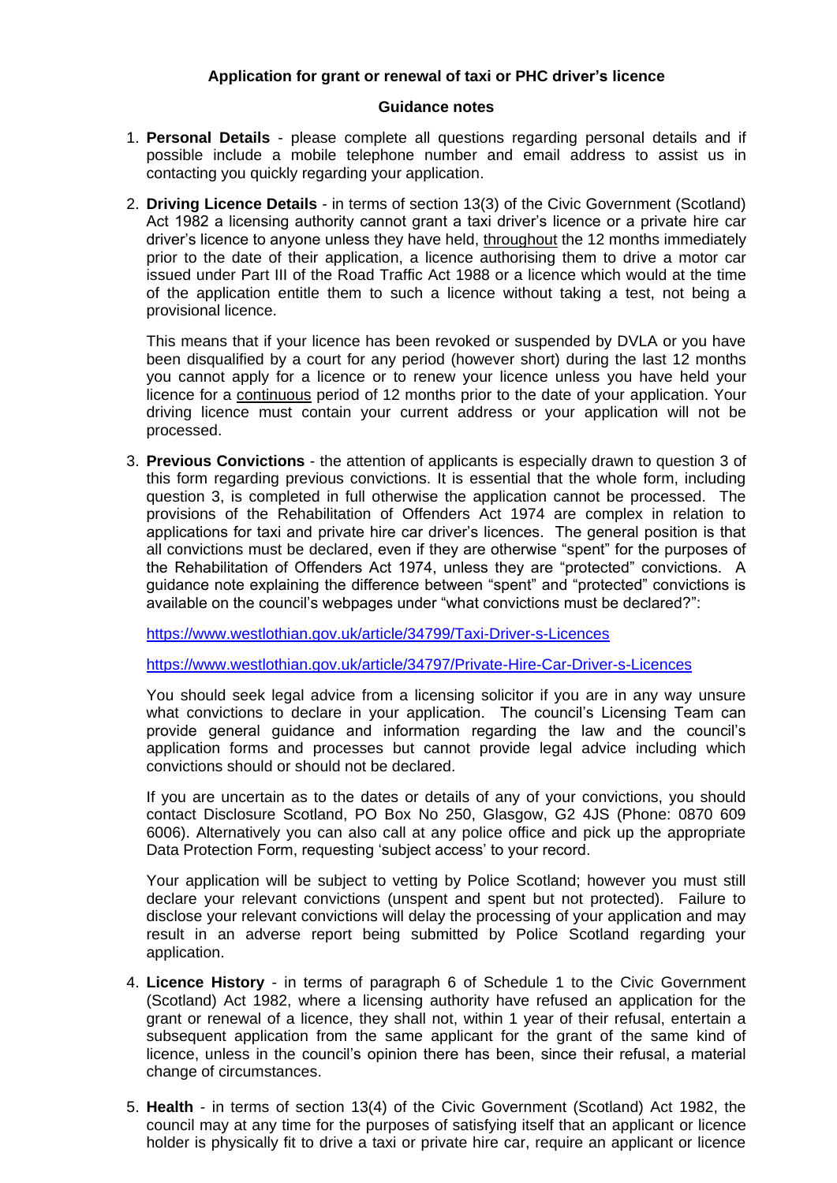**Application for grant or renewal of taxi or PHC driver's licence**

**Guidance notes**

1. **Personal Details** - please complete all questions regarding personal details and if possible include a mobile telephone number and email address to assist us in contacting you quickly regarding your application.

2. **Driving Licence Details** - in terms of section 13(3) of the Civic Government (Scotland) Act 1982 a licensing authority cannot grant a taxi driver's licence or a private hire car driver's licence to anyone unless they have held, throughout the 12 months immediately prior to the date of their application, a licence authorising them to drive a motor car issued under Part III of the Road Traffic Act 1988 or a licence which would at the time of the application entitle them to such a licence without taking a test, not being a provisional licence.

   This means that if your licence has been revoked or suspended by DVLA or you have been disqualified by a court for any period (however short) during the last 12 months you cannot apply for a licence or to renew your licence unless you have held your licence for a continuous period of 12 months prior to the date of your application. Your driving licence must contain your current address or your application will not be processed.

3. **Previous Convictions** - the attention of applicants is especially drawn to question 3 of this form regarding previous convictions. It is essential that the whole form, including question 3, is completed in full otherwise the application cannot be processed. The provisions of the Rehabilitation of Offenders Act 1974 are complex in relation to applications for taxi and private hire car driver's licences. The general position is that all convictions must be declared, even if they are otherwise "spent" for the purposes of the Rehabilitation of Offenders Act 1974, unless they are "protected" convictions. A guidance note explaining the difference between "spent" and "protected" convictions is available on the council's webpages under "what convictions must be declared?":

   https://www.westlothian.gov.uk/article/34799/Taxi-Driver-s-Licences

   https://www.westlothian.gov.uk/article/34797/Private-Hire-Car-Driver-s-Licences

   You should seek legal advice from a licensing solicitor if you are in any way unsure what convictions to declare in your application. The council's Licensing Team can provide general guidance and information regarding the law and the council's application forms and processes but cannot provide legal advice including which convictions should or should not be declared.

   If you are uncertain as to the dates or details of any of your convictions, you should contact Disclosure Scotland, PO Box No 250, Glasgow, G2 4JS (Phone: 0870 609 6006). Alternatively you can also call at any police office and pick up the appropriate Data Protection Form, requesting 'subject access' to your record.

   Your application will be subject to vetting by Police Scotland; however you must still declare your relevant convictions (unspent and spent but not protected). Failure to disclose your relevant convictions will delay the processing of your application and may result in an adverse report being submitted by Police Scotland regarding your application.

4. **Licence History** - in terms of paragraph 6 of Schedule 1 to the Civic Government (Scotland) Act 1982, where a licensing authority have refused an application for the grant or renewal of a licence, they shall not, within 1 year of their refusal, entertain a subsequent application from the same applicant for the grant of the same kind of licence, unless in the council's opinion there has been, since their refusal, a material change of circumstances.

5. **Health** - in terms of section 13(4) of the Civic Government (Scotland) Act 1982, the council may at any time for the purposes of satisfying itself that an applicant or licence holder is physically fit to drive a taxi or private hire car, require an applicant or licence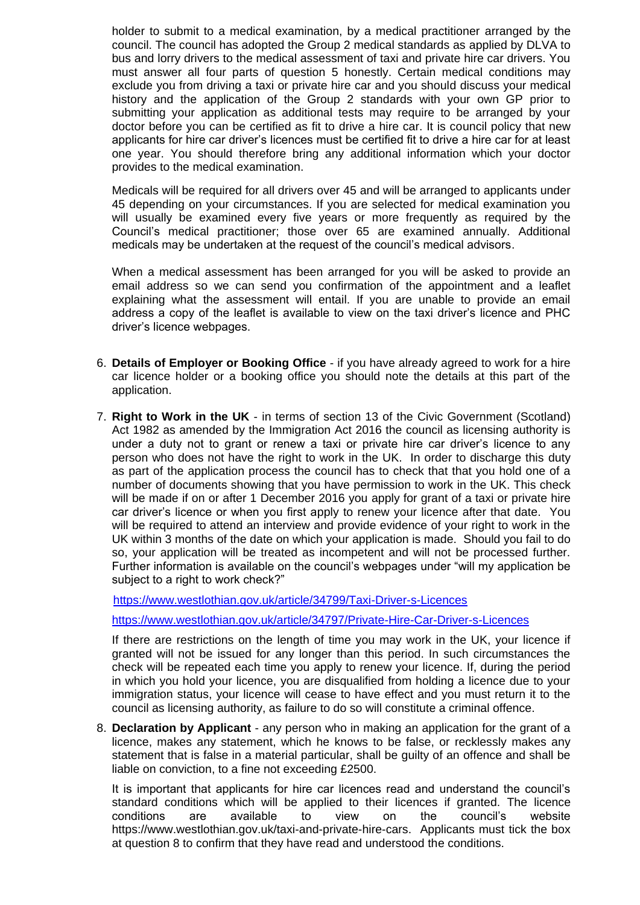holder to submit to a medical examination, by a medical practitioner arranged by the council. The council has adopted the Group 2 medical standards as applied by DLVA to bus and lorry drivers to the medical assessment of taxi and private hire car drivers. You must answer all four parts of question 5 honestly. Certain medical conditions may exclude you from driving a taxi or private hire car and you should discuss your medical history and the application of the Group 2 standards with your own GP prior to submitting your application as additional tests may require to be arranged by your doctor before you can be certified as fit to drive a hire car. It is council policy that new applicants for hire car driver's licences must be certified fit to drive a hire car for at least one year. You should therefore bring any additional information which your doctor provides to the medical examination.

Medicals will be required for all drivers over 45 and will be arranged to applicants under 45 depending on your circumstances. If you are selected for medical examination you will usually be examined every five years or more frequently as required by the Council's medical practitioner; those over 65 are examined annually. Additional medicals may be undertaken at the request of the council's medical advisors.

When a medical assessment has been arranged for you will be asked to provide an email address so we can send you confirmation of the appointment and a leaflet explaining what the assessment will entail. If you are unable to provide an email address a copy of the leaflet is available to view on the taxi driver's licence and PHC driver's licence webpages.

6. **Details of Employer or Booking Office** - if you have already agreed to work for a hire car licence holder or a booking office you should note the details at this part of the application.

7. **Right to Work in the UK** - in terms of section 13 of the Civic Government (Scotland) Act 1982 as amended by the Immigration Act 2016 the council as licensing authority is under a duty not to grant or renew a taxi or private hire car driver's licence to any person who does not have the right to work in the UK. In order to discharge this duty as part of the application process the council has to check that that you hold one of a number of documents showing that you have permission to work in the UK. This check will be made if on or after 1 December 2016 you apply for grant of a taxi or private hire car driver's licence or when you first apply to renew your licence after that date. You will be required to attend an interview and provide evidence of your right to work in the UK within 3 months of the date on which your application is made. Should you fail to do so, your application will be treated as incompetent and will not be processed further. Further information is available on the council's webpages under "will my application be subject to a right to work check?"

   https://www.westlothian.gov.uk/article/34799/Taxi-Driver-s-Licences

   https://www.westlothian.gov.uk/article/34797/Private-Hire-Car-Driver-s-Licences

   If there are restrictions on the length of time you may work in the UK, your licence if granted will not be issued for any longer than this period. In such circumstances the check will be repeated each time you apply to renew your licence. If, during the period in which you hold your licence, you are disqualified from holding a licence due to your immigration status, your licence will cease to have effect and you must return it to the council as licensing authority, as failure to do so will constitute a criminal offence.

8. **Declaration by Applicant** - any person who in making an application for the grant of a licence, makes any statement, which he knows to be false, or recklessly makes any statement that is false in a material particular, shall be guilty of an offence and shall be liable on conviction, to a fine not exceeding £2500.

   It is important that applicants for hire car licences read and understand the council's standard conditions which will be applied to their licences if granted. The licence conditions are available to view on the council's website https://www.westlothian.gov.uk/taxi-and-private-hire-cars. Applicants must tick the box at question 8 to confirm that they have read and understood the conditions.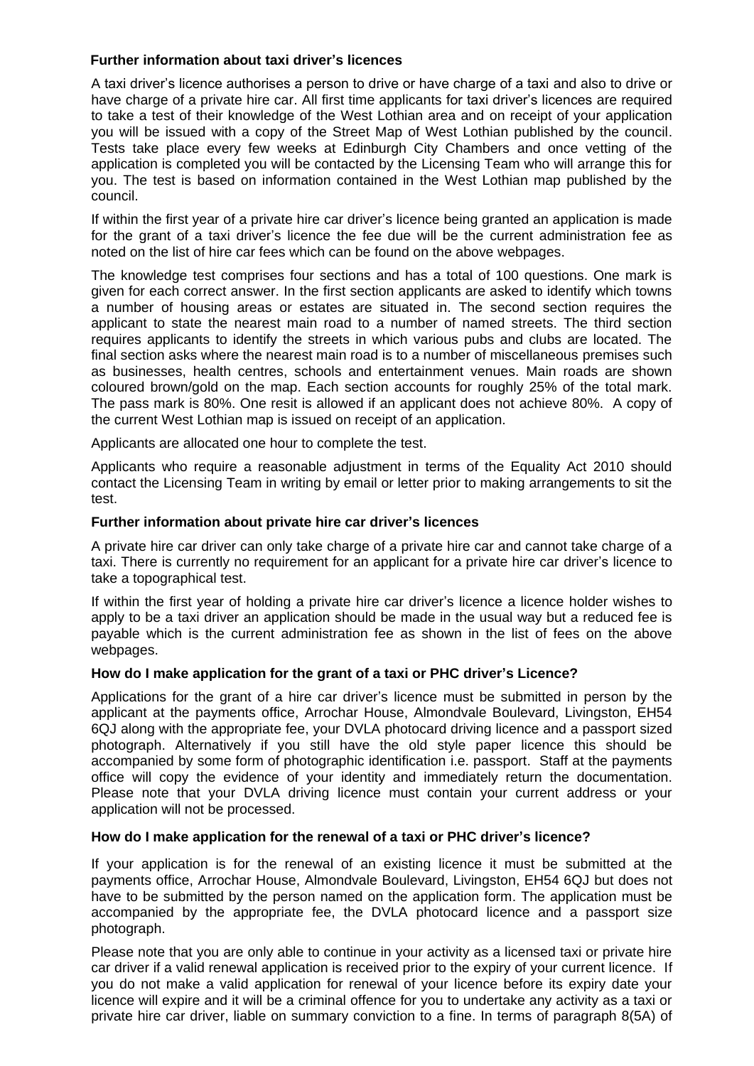### Further information about taxi driver's licences

A taxi driver's licence authorises a person to drive or have charge of a taxi and also to drive or have charge of a private hire car. All first time applicants for taxi driver's licences are required to take a test of their knowledge of the West Lothian area and on receipt of your application you will be issued with a copy of the Street Map of West Lothian published by the council. Tests take place every few weeks at Edinburgh City Chambers and once vetting of the application is completed you will be contacted by the Licensing Team who will arrange this for you. The test is based on information contained in the West Lothian map published by the council.

If within the first year of a private hire car driver's licence being granted an application is made for the grant of a taxi driver's licence the fee due will be the current administration fee as noted on the list of hire car fees which can be found on the above webpages.

The knowledge test comprises four sections and has a total of 100 questions. One mark is given for each correct answer. In the first section applicants are asked to identify which towns a number of housing areas or estates are situated in. The second section requires the applicant to state the nearest main road to a number of named streets. The third section requires applicants to identify the streets in which various pubs and clubs are located. The final section asks where the nearest main road is to a number of miscellaneous premises such as businesses, health centres, schools and entertainment venues. Main roads are shown coloured brown/gold on the map. Each section accounts for roughly 25% of the total mark. The pass mark is 80%. One resit is allowed if an applicant does not achieve 80%. A copy of the current West Lothian map is issued on receipt of an application.

Applicants are allocated one hour to complete the test.

Applicants who require a reasonable adjustment in terms of the Equality Act 2010 should contact the Licensing Team in writing by email or letter prior to making arrangements to sit the test.

### Further information about private hire car driver's licences

A private hire car driver can only take charge of a private hire car and cannot take charge of a taxi. There is currently no requirement for an applicant for a private hire car driver's licence to take a topographical test.

If within the first year of holding a private hire car driver's licence a licence holder wishes to apply to be a taxi driver an application should be made in the usual way but a reduced fee is payable which is the current administration fee as shown in the list of fees on the above webpages.

### How do I make application for the grant of a taxi or PHC driver's Licence?

Applications for the grant of a hire car driver's licence must be submitted in person by the applicant at the payments office, Arrochar House, Almondvale Boulevard, Livingston, EH54 6QJ along with the appropriate fee, your DVLA photocard driving licence and a passport sized photograph. Alternatively if you still have the old style paper licence this should be accompanied by some form of photographic identification i.e. passport. Staff at the payments office will copy the evidence of your identity and immediately return the documentation. Please note that your DVLA driving licence must contain your current address or your application will not be processed.

### How do I make application for the renewal of a taxi or PHC driver's licence?

If your application is for the renewal of an existing licence it must be submitted at the payments office, Arrochar House, Almondvale Boulevard, Livingston, EH54 6QJ but does not have to be submitted by the person named on the application form. The application must be accompanied by the appropriate fee, the DVLA photocard licence and a passport size photograph.

Please note that you are only able to continue in your activity as a licensed taxi or private hire car driver if a valid renewal application is received prior to the expiry of your current licence. If you do not make a valid application for renewal of your licence before its expiry date your licence will expire and it will be a criminal offence for you to undertake any activity as a taxi or private hire car driver, liable on summary conviction to a fine. In terms of paragraph 8(5A) of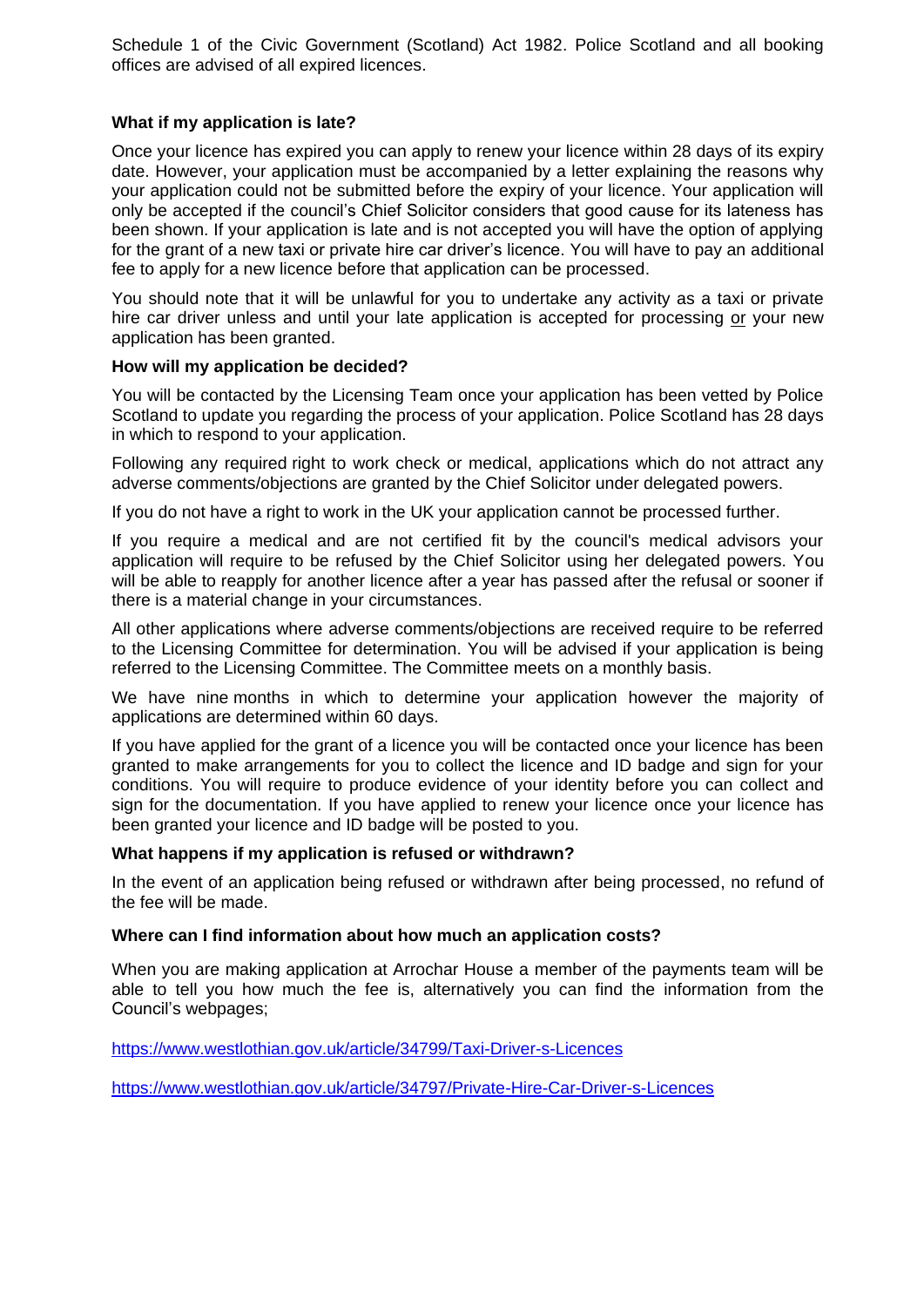Schedule 1 of the Civic Government (Scotland) Act 1982. Police Scotland and all booking offices are advised of all expired licences.

**What if my application is late?**

Once your licence has expired you can apply to renew your licence within 28 days of its expiry date. However, your application must be accompanied by a letter explaining the reasons why your application could not be submitted before the expiry of your licence. Your application will only be accepted if the council's Chief Solicitor considers that good cause for its lateness has been shown. If your application is late and is not accepted you will have the option of applying for the grant of a new taxi or private hire car driver's licence. You will have to pay an additional fee to apply for a new licence before that application can be processed.

You should note that it will be unlawful for you to undertake any activity as a taxi or private hire car driver unless and until your late application is accepted for processing or your new application has been granted.

**How will my application be decided?**

You will be contacted by the Licensing Team once your application has been vetted by Police Scotland to update you regarding the process of your application. Police Scotland has 28 days in which to respond to your application.

Following any required right to work check or medical, applications which do not attract any adverse comments/objections are granted by the Chief Solicitor under delegated powers.

If you do not have a right to work in the UK your application cannot be processed further.

If you require a medical and are not certified fit by the council's medical advisors your application will require to be refused by the Chief Solicitor using her delegated powers. You will be able to reapply for another licence after a year has passed after the refusal or sooner if there is a material change in your circumstances.

All other applications where adverse comments/objections are received require to be referred to the Licensing Committee for determination. You will be advised if your application is being referred to the Licensing Committee. The Committee meets on a monthly basis.

We have nine months in which to determine your application however the majority of applications are determined within 60 days.

If you have applied for the grant of a licence you will be contacted once your licence has been granted to make arrangements for you to collect the licence and ID badge and sign for your conditions. You will require to produce evidence of your identity before you can collect and sign for the documentation. If you have applied to renew your licence once your licence has been granted your licence and ID badge will be posted to you.

**What happens if my application is refused or withdrawn?**

In the event of an application being refused or withdrawn after being processed, no refund of the fee will be made.

**Where can I find information about how much an application costs?**

When you are making application at Arrochar House a member of the payments team will be able to tell you how much the fee is, alternatively you can find the information from the Council's webpages;

https://www.westlothian.gov.uk/article/34799/Taxi-Driver-s-Licences

https://www.westlothian.gov.uk/article/34797/Private-Hire-Car-Driver-s-Licences